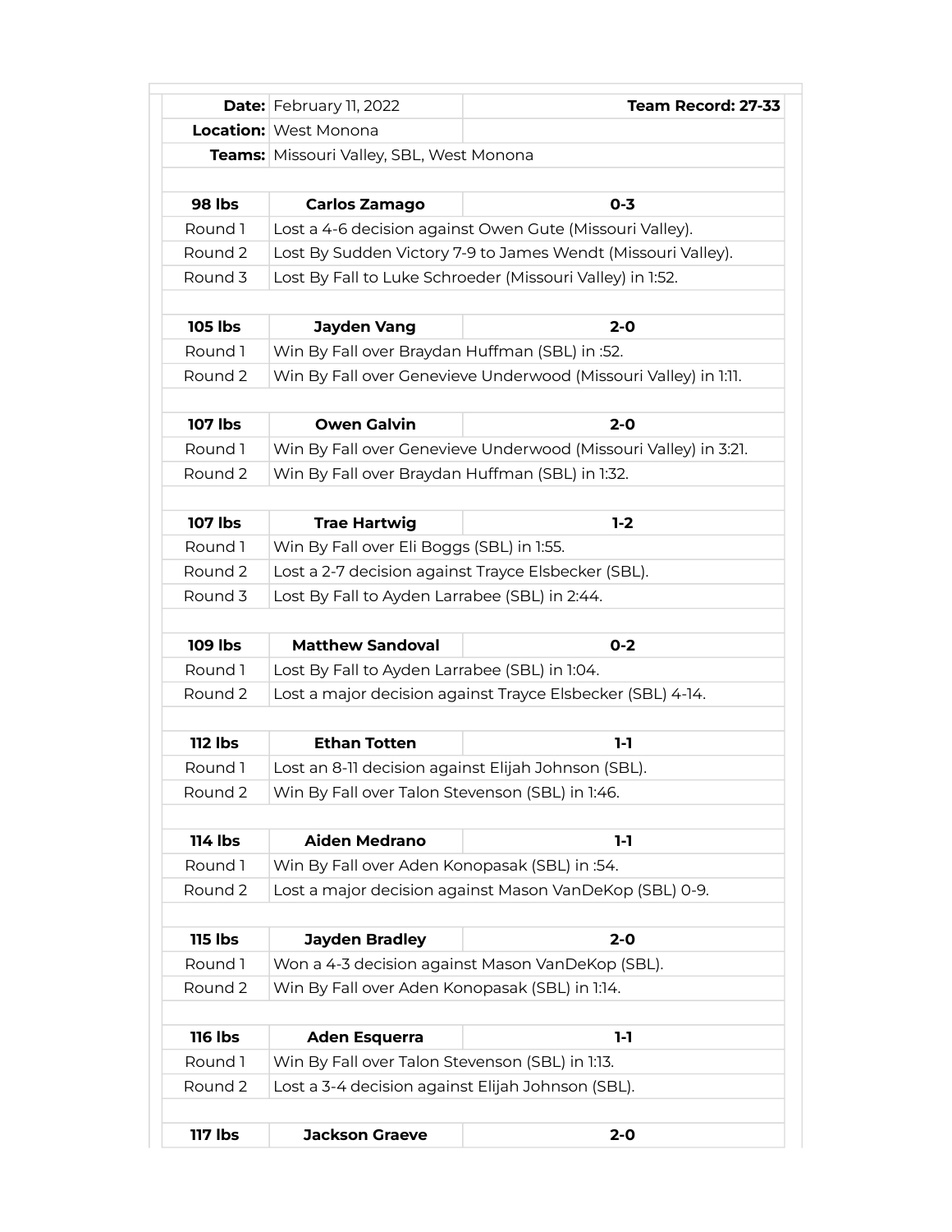| | | |
|---|---|---|
| **Date:** | February 11, 2022 | **Team Record: 27-33** |
| **Location:** | West Monona | |
| **Teams:** | Missouri Valley, SBL, West Monona | |
| | | |
| **98 lbs** | **Carlos Zamago** | **0-3** |
| Round 1 | Lost a 4-6 decision against Owen Gute (Missouri Valley). | |
| Round 2 | Lost By Sudden Victory 7-9 to James Wendt (Missouri Valley). | |
| Round 3 | Lost By Fall to Luke Schroeder (Missouri Valley) in 1:52. | |
| | | |
| **105 lbs** | **Jayden Vang** | **2-0** |
| Round 1 | Win By Fall over Braydan Huffman (SBL) in :52. | |
| Round 2 | Win By Fall over Genevieve Underwood (Missouri Valley) in 1:11. | |
| | | |
| **107 lbs** | **Owen Galvin** | **2-0** |
| Round 1 | Win By Fall over Genevieve Underwood (Missouri Valley) in 3:21. | |
| Round 2 | Win By Fall over Braydan Huffman (SBL) in 1:32. | |
| | | |
| **107 lbs** | **Trae Hartwig** | **1-2** |
| Round 1 | Win By Fall over Eli Boggs (SBL) in 1:55. | |
| Round 2 | Lost a 2-7 decision against Trayce Elsbecker (SBL). | |
| Round 3 | Lost By Fall to Ayden Larrabee (SBL) in 2:44. | |
| | | |
| **109 lbs** | **Matthew Sandoval** | **0-2** |
| Round 1 | Lost By Fall to Ayden Larrabee (SBL) in 1:04. | |
| Round 2 | Lost a major decision against Trayce Elsbecker (SBL) 4-14. | |
| | | |
| **112 lbs** | **Ethan Totten** | **1-1** |
| Round 1 | Lost an 8-11 decision against Elijah Johnson (SBL). | |
| Round 2 | Win By Fall over Talon Stevenson (SBL) in 1:46. | |
| | | |
| **114 lbs** | **Aiden Medrano** | **1-1** |
| Round 1 | Win By Fall over Aden Konopasak (SBL) in :54. | |
| Round 2 | Lost a major decision against Mason VanDeKop (SBL) 0-9. | |
| | | |
| **115 lbs** | **Jayden Bradley** | **2-0** |
| Round 1 | Won a 4-3 decision against Mason VanDeKop (SBL). | |
| Round 2 | Win By Fall over Aden Konopasak (SBL) in 1:14. | |
| | | |
| **116 lbs** | **Aden Esquerra** | **1-1** |
| Round 1 | Win By Fall over Talon Stevenson (SBL) in 1:13. | |
| Round 2 | Lost a 3-4 decision against Elijah Johnson (SBL). | |
| | | |
| **117 lbs** | **Jackson Graeve** | **2-0** |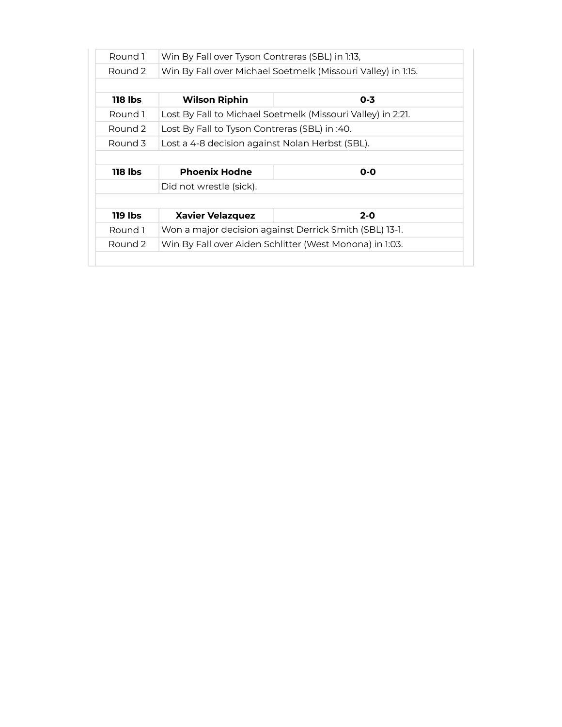| | | |
|---|---|---|
| Round 1 | Win By Fall over Tyson Contreras (SBL) in 1:13, | |
| Round 2 | Win By Fall over Michael Soetmelk (Missouri Valley) in 1:15. | |
| | | |
| **118 lbs** | **Wilson Riphin** | **0-3** |
| Round 1 | Lost By Fall to Michael Soetmelk (Missouri Valley) in 2:21. | |
| Round 2 | Lost By Fall to Tyson Contreras (SBL) in :40. | |
| Round 3 | Lost a 4-8 decision against Nolan Herbst (SBL). | |
| | | |
| **118 lbs** | **Phoenix Hodne** | **0-0** |
| | Did not wrestle (sick). | |
| | | |
| **119 lbs** | **Xavier Velazquez** | **2-0** |
| Round 1 | Won a major decision against Derrick Smith (SBL) 13-1. | |
| Round 2 | Win By Fall over Aiden Schlitter (West Monona) in 1:03. | |
| | | |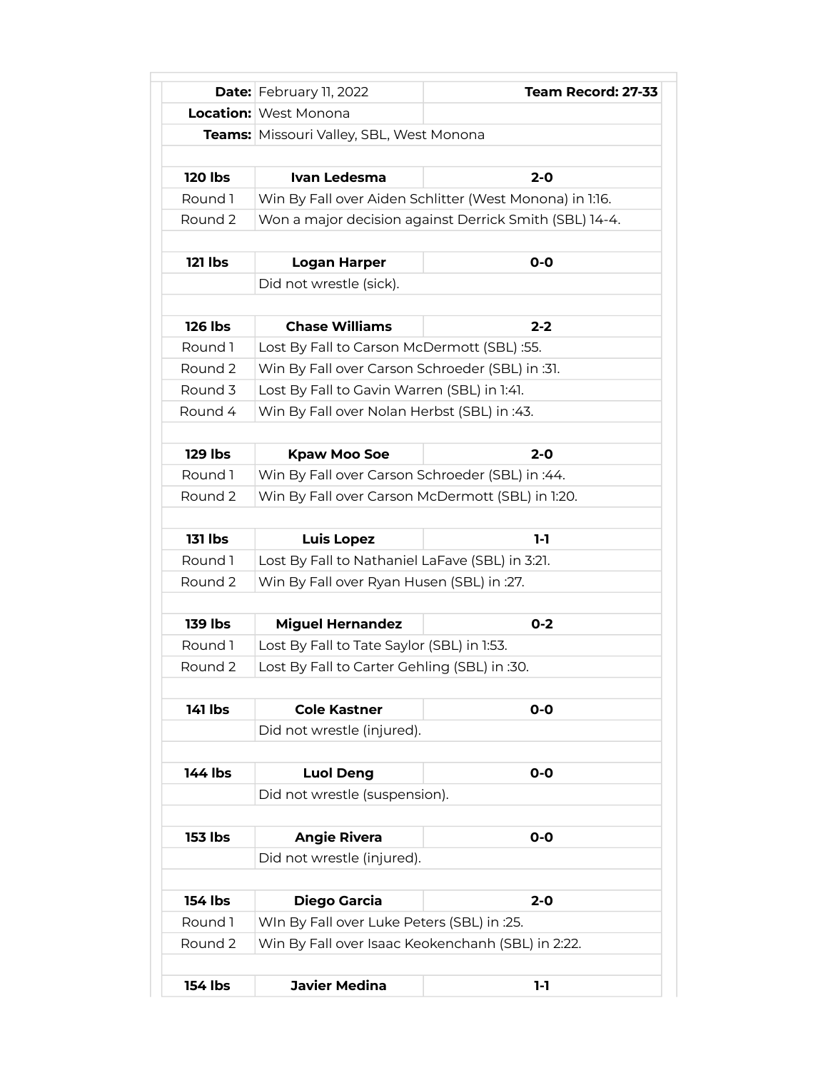| **Date:** | February 11, 2022 | **Team Record: 27-33** |
|---|---|---|
| **Location:** | West Monona | |
| **Teams:** | Missouri Valley, SBL, West Monona | |
| | | |
| **120 lbs** | **Ivan Ledesma** | **2-0** |
| Round 1 | Win By Fall over Aiden Schlitter (West Monona) in 1:16. | |
| Round 2 | Won a major decision against Derrick Smith (SBL) 14-4. | |
| | | |
| **121 lbs** | **Logan Harper** | **0-0** |
| | Did not wrestle (sick). | |
| | | |
| **126 lbs** | **Chase Williams** | **2-2** |
| Round 1 | Lost By Fall to Carson McDermott (SBL) :55. | |
| Round 2 | Win By Fall over Carson Schroeder (SBL) in :31. | |
| Round 3 | Lost By Fall to Gavin Warren (SBL) in 1:41. | |
| Round 4 | Win By Fall over Nolan Herbst (SBL) in :43. | |
| | | |
| **129 lbs** | **Kpaw Moo Soe** | **2-0** |
| Round 1 | Win By Fall over Carson Schroeder (SBL) in :44. | |
| Round 2 | Win By Fall over Carson McDermott (SBL) in 1:20. | |
| | | |
| **131 lbs** | **Luis Lopez** | **1-1** |
| Round 1 | Lost By Fall to Nathaniel LaFave (SBL) in 3:21. | |
| Round 2 | Win By Fall over Ryan Husen (SBL) in :27. | |
| | | |
| **139 lbs** | **Miguel Hernandez** | **0-2** |
| Round 1 | Lost By Fall to Tate Saylor (SBL) in 1:53. | |
| Round 2 | Lost By Fall to Carter Gehling (SBL) in :30. | |
| | | |
| **141 lbs** | **Cole Kastner** | **0-0** |
| | Did not wrestle (injured). | |
| | | |
| **144 lbs** | **Luol Deng** | **0-0** |
| | Did not wrestle (suspension). | |
| | | |
| **153 lbs** | **Angie Rivera** | **0-0** |
| | Did not wrestle (injured). | |
| | | |
| **154 lbs** | **Diego Garcia** | **2-0** |
| Round 1 | WIn By Fall over Luke Peters (SBL) in :25. | |
| Round 2 | Win By Fall over Isaac Keokenchanh (SBL) in 2:22. | |
| | | |
| **154 lbs** | **Javier Medina** | **1-1** |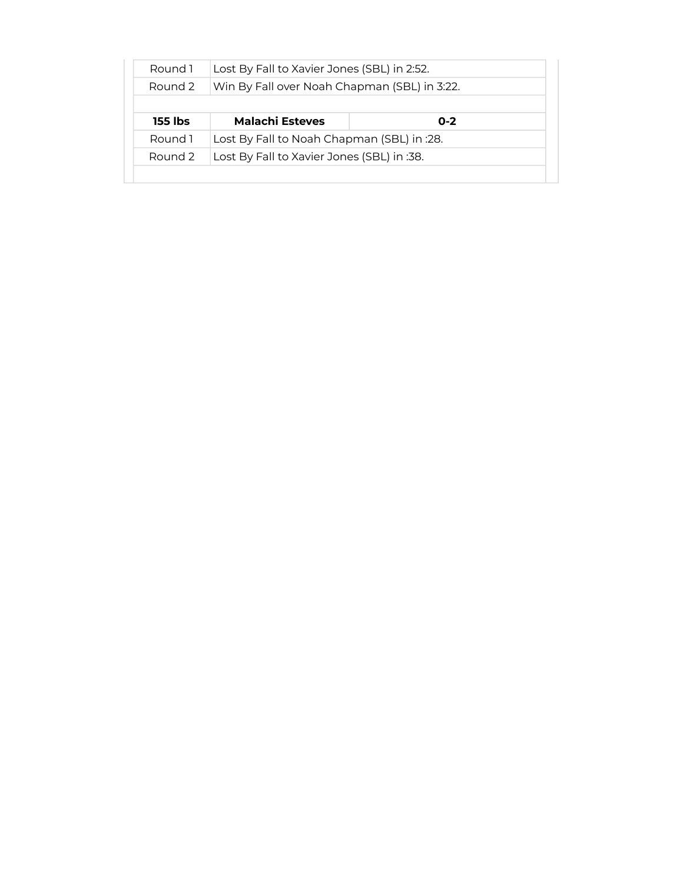| | | |
|---|---|---|
| Round 1 | Lost By Fall to Xavier Jones (SBL) in 2:52. | |
| Round 2 | Win By Fall over Noah Chapman (SBL) in 3:22. | |
| | | |
| **155 lbs** | **Malachi Esteves** | **0-2** |
| Round 1 | Lost By Fall to Noah Chapman (SBL) in :28. | |
| Round 2 | Lost By Fall to Xavier Jones (SBL) in :38. | |
| | | |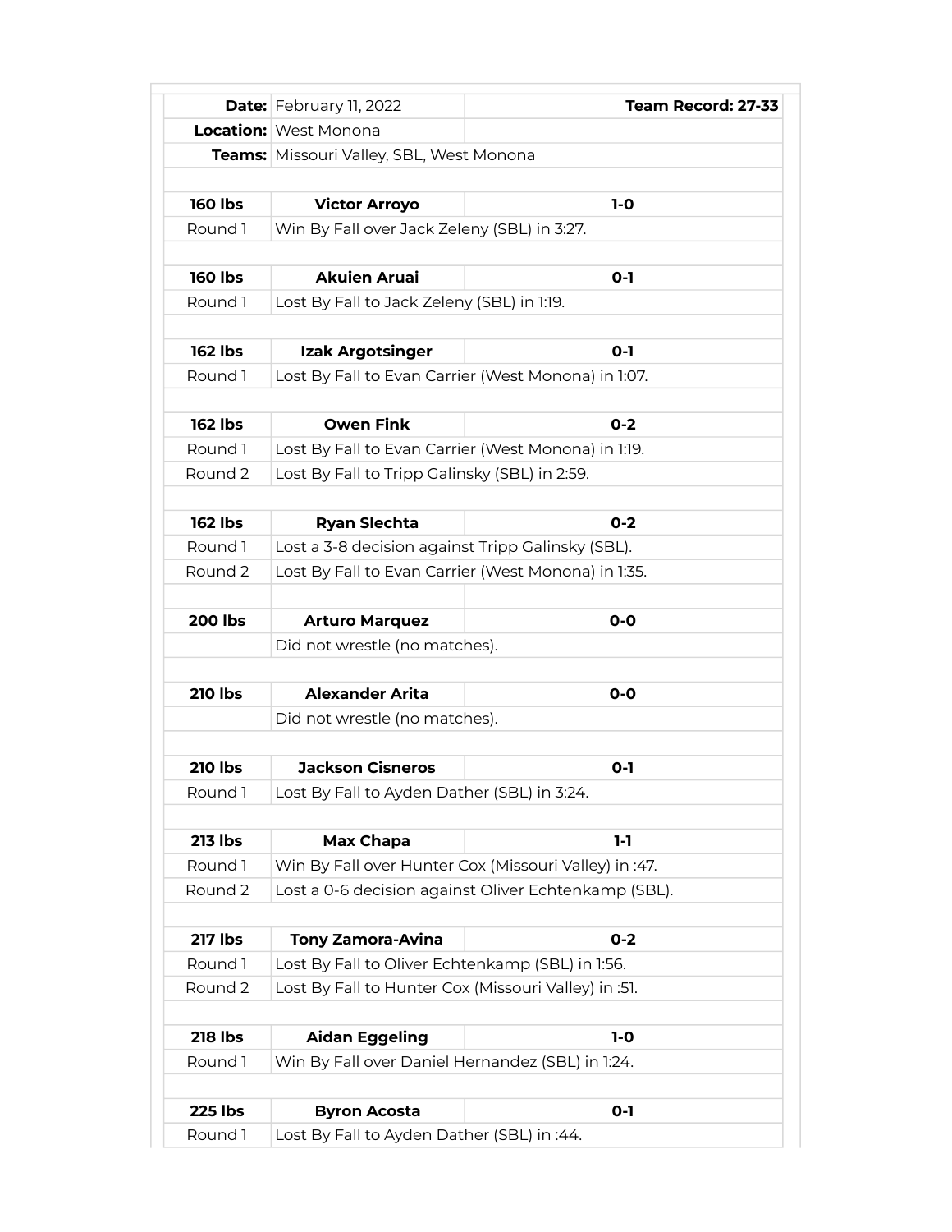| | | |
|---|---|---|
| **Date:** | February 11, 2022 | **Team Record: 27-33** |
| **Location:** | West Monona | |
| **Teams:** | Missouri Valley, SBL, West Monona | |
| | | |
| **160 lbs** | **Victor Arroyo** | **1-0** |
| Round 1 | Win By Fall over Jack Zeleny (SBL) in 3:27. | |
| | | |
| **160 lbs** | **Akuien Aruai** | **0-1** |
| Round 1 | Lost By Fall to Jack Zeleny (SBL) in 1:19. | |
| | | |
| **162 lbs** | **Izak Argotsinger** | **0-1** |
| Round 1 | Lost By Fall to Evan Carrier (West Monona) in 1:07. | |
| | | |
| **162 lbs** | **Owen Fink** | **0-2** |
| Round 1 | Lost By Fall to Evan Carrier (West Monona) in 1:19. | |
| Round 2 | Lost By Fall to Tripp Galinsky (SBL) in 2:59. | |
| | | |
| **162 lbs** | **Ryan Slechta** | **0-2** |
| Round 1 | Lost a 3-8 decision against Tripp Galinsky (SBL). | |
| Round 2 | Lost By Fall to Evan Carrier (West Monona) in 1:35. | |
| | | |
| **200 lbs** | **Arturo Marquez** | **0-0** |
| | Did not wrestle (no matches). | |
| | | |
| **210 lbs** | **Alexander Arita** | **0-0** |
| | Did not wrestle (no matches). | |
| | | |
| **210 lbs** | **Jackson Cisneros** | **0-1** |
| Round 1 | Lost By Fall to Ayden Dather (SBL) in 3:24. | |
| | | |
| **213 lbs** | **Max Chapa** | **1-1** |
| Round 1 | Win By Fall over Hunter Cox (Missouri Valley) in :47. | |
| Round 2 | Lost a 0-6 decision against Oliver Echtenkamp (SBL). | |
| | | |
| **217 lbs** | **Tony Zamora-Avina** | **0-2** |
| Round 1 | Lost By Fall to Oliver Echtenkamp (SBL) in 1:56. | |
| Round 2 | Lost By Fall to Hunter Cox (Missouri Valley) in :51. | |
| | | |
| **218 lbs** | **Aidan Eggeling** | **1-0** |
| Round 1 | Win By Fall over Daniel Hernandez (SBL) in 1:24. | |
| | | |
| **225 lbs** | **Byron Acosta** | **0-1** |
| Round 1 | Lost By Fall to Ayden Dather (SBL) in :44. | |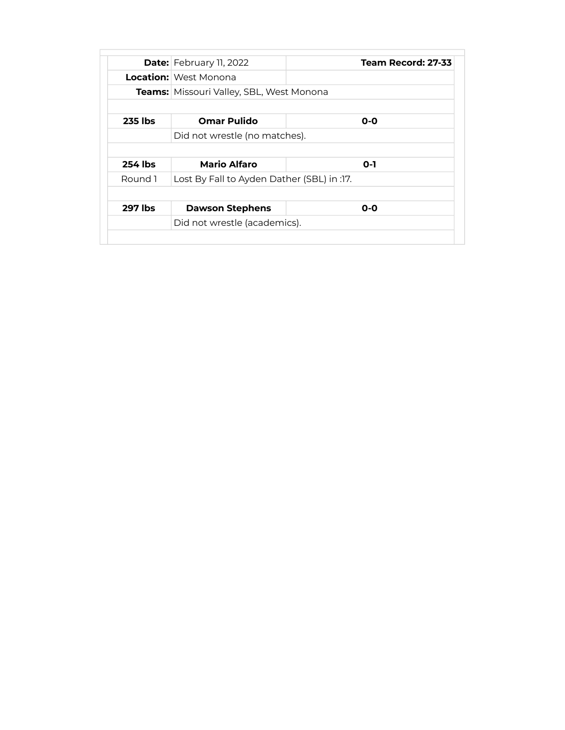| | | |
|---|---|---|
| **Date:** | February 11, 2022 | **Team Record: 27-33** |
| **Location:** | West Monona | |
| **Teams:** | Missouri Valley, SBL, West Monona | |
| | | |
| **235 lbs** | **Omar Pulido** | **0-0** |
| | Did not wrestle (no matches). | |
| | | |
| **254 lbs** | **Mario Alfaro** | **0-1** |
| Round 1 | Lost By Fall to Ayden Dather (SBL) in :17. | |
| | | |
| **297 lbs** | **Dawson Stephens** | **0-0** |
| | Did not wrestle (academics). | |